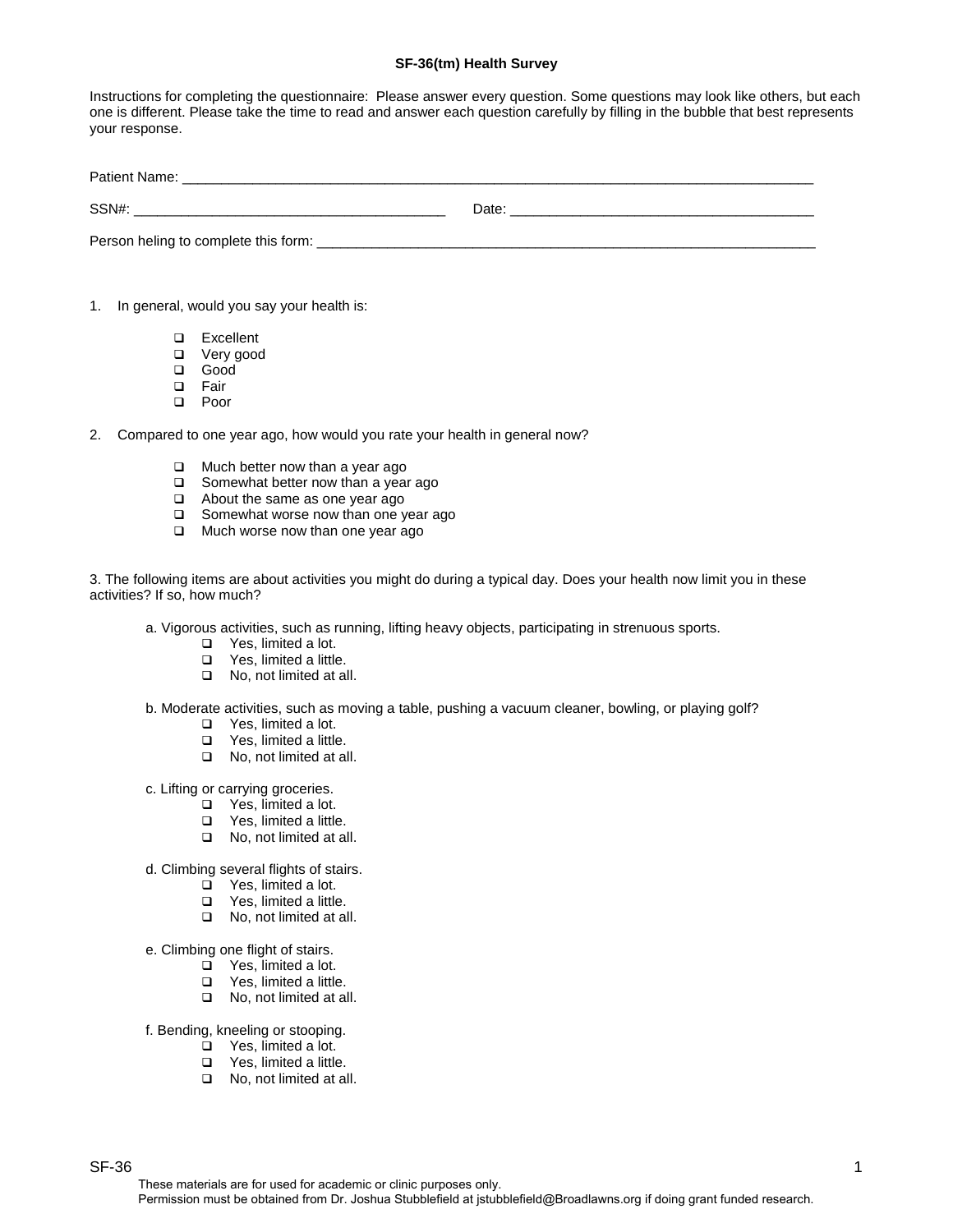**SF-36(tm) Health Survey**

Instructions for completing the questionnaire: Please answer every question. Some questions may look like others, but each one is different. Please take the time to read and answer each question carefully by filling in the bubble that best represents your response.

Patient Name: ___________________________________________________________________________

SSN#: ________________________________________ Date: ______________________________________

Person heling to complete this form: _______________________________________________________________

1. In general, would you say your health is:

   - ❑ Excellent
   - ❑ Very good
   - ❑ Good
   - ❑ Fair
   - ❑ Poor

2. Compared to one year ago, how would you rate your health in general now?

   - ❑ Much better now than a year ago
   - ❑ Somewhat better now than a year ago
   - ❑ About the same as one year ago
   - ❑ Somewhat worse now than one year ago
   - ❑ Much worse now than one year ago

3. The following items are about activities you might do during a typical day. Does your health now limit you in these activities? If so, how much?

   a. Vigorous activities, such as running, lifting heavy objects, participating in strenuous sports.
      - ❑ Yes, limited a lot.
      - ❑ Yes, limited a little.
      - ❑ No, not limited at all.

   b. Moderate activities, such as moving a table, pushing a vacuum cleaner, bowling, or playing golf?
      - ❑ Yes, limited a lot.
      - ❑ Yes, limited a little.
      - ❑ No, not limited at all.

   c. Lifting or carrying groceries.
      - ❑ Yes, limited a lot.
      - ❑ Yes, limited a little.
      - ❑ No, not limited at all.

   d. Climbing several flights of stairs.
      - ❑ Yes, limited a lot.
      - ❑ Yes, limited a little.
      - ❑ No, not limited at all.

   e. Climbing one flight of stairs.
      - ❑ Yes, limited a lot.
      - ❑ Yes, limited a little.
      - ❑ No, not limited at all.

   f. Bending, kneeling or stooping.
      - ❑ Yes, limited a lot.
      - ❑ Yes, limited a little.
      - ❑ No, not limited at all.

These materials are for used for academic or clinic purposes only.
Permission must be obtained from Dr. Joshua Stubblefield at jstubblefield@Broadlawns.org if doing grant funded research.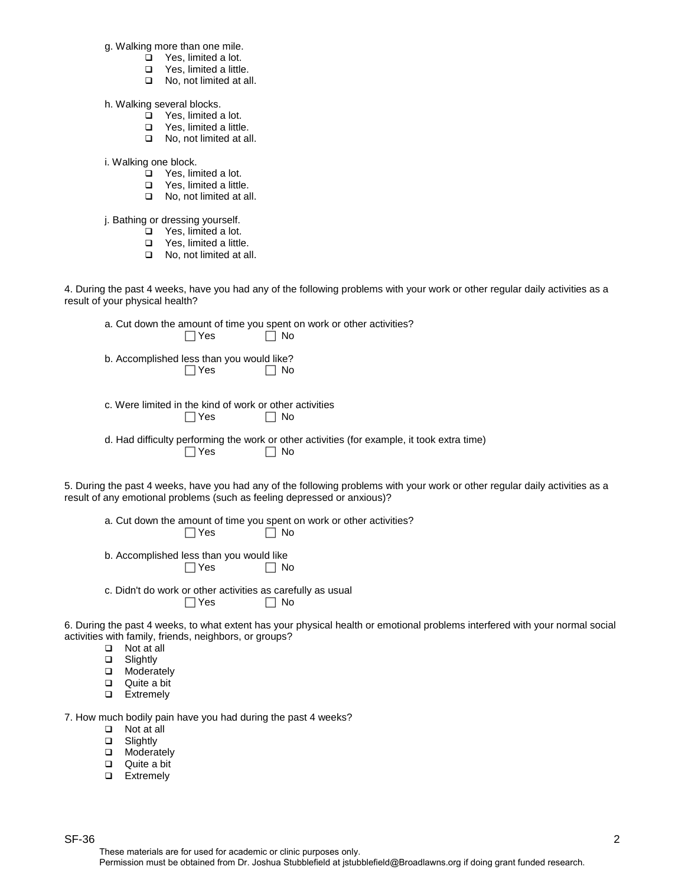g. Walking more than one mile.

- ❑ Yes, limited a lot.
- ❑ Yes, limited a little.
- ❑ No, not limited at all.

h. Walking several blocks.

- ❑ Yes, limited a lot.
- ❑ Yes, limited a little.
- ❑ No, not limited at all.

i. Walking one block.

- ❑ Yes, limited a lot.
- ❑ Yes, limited a little.
- ❑ No, not limited at all.

j. Bathing or dressing yourself.

- ❑ Yes, limited a lot.
- ❑ Yes, limited a little.
- ❑ No, not limited at all.

4. During the past 4 weeks, have you had any of the following problems with your work or other regular daily activities as a result of your physical health?

a. Cut down the amount of time you spent on work or other activities?

☐ Yes ☐ No

b. Accomplished less than you would like?

☐ Yes ☐ No

c. Were limited in the kind of work or other activities

☐ Yes ☐ No

d. Had difficulty performing the work or other activities (for example, it took extra time)

☐ Yes ☐ No

5. During the past 4 weeks, have you had any of the following problems with your work or other regular daily activities as a result of any emotional problems (such as feeling depressed or anxious)?

a. Cut down the amount of time you spent on work or other activities?

☐ Yes ☐ No

b. Accomplished less than you would like

☐ Yes ☐ No

c. Didn't do work or other activities as carefully as usual

☐ Yes ☐ No

6. During the past 4 weeks, to what extent has your physical health or emotional problems interfered with your normal social activities with family, friends, neighbors, or groups?

- ❑ Not at all
- ❑ Slightly
- ❑ Moderately
- ❑ Quite a bit
- ❑ Extremely

7. How much bodily pain have you had during the past 4 weeks?

- ❑ Not at all
- ❑ Slightly
- ❑ Moderately
- ❑ Quite a bit
- ❑ Extremely

These materials are for used for academic or clinic purposes only.
Permission must be obtained from Dr. Joshua Stubblefield at jstubblefield@Broadlawns.org if doing grant funded research.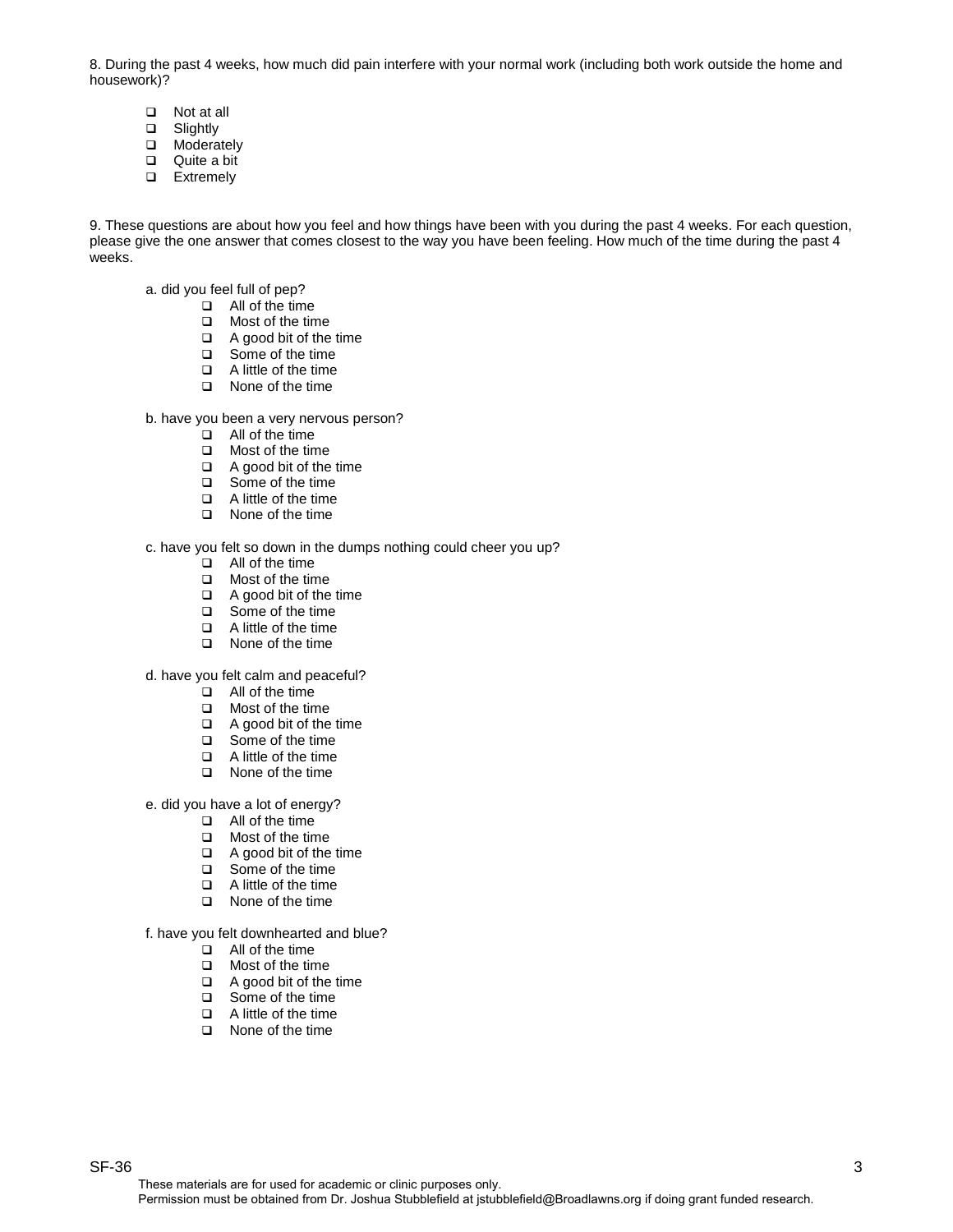8. During the past 4 weeks, how much did pain interfere with your normal work (including both work outside the home and housework)?

- ❑ Not at all
- ❑ Slightly
- ❑ Moderately
- ❑ Quite a bit
- ❑ Extremely

9. These questions are about how you feel and how things have been with you during the past 4 weeks. For each question, please give the one answer that comes closest to the way you have been feeling. How much of the time during the past 4 weeks.

a. did you feel full of pep?

- ❑ All of the time
- ❑ Most of the time
- ❑ A good bit of the time
- ❑ Some of the time
- ❑ A little of the time
- ❑ None of the time

b. have you been a very nervous person?

- ❑ All of the time
- ❑ Most of the time
- ❑ A good bit of the time
- ❑ Some of the time
- ❑ A little of the time
- ❑ None of the time

c. have you felt so down in the dumps nothing could cheer you up?

- ❑ All of the time
- ❑ Most of the time
- ❑ A good bit of the time
- ❑ Some of the time
- ❑ A little of the time
- ❑ None of the time

d. have you felt calm and peaceful?

- ❑ All of the time
- ❑ Most of the time
- ❑ A good bit of the time
- ❑ Some of the time
- ❑ A little of the time
- ❑ None of the time

e. did you have a lot of energy?

- ❑ All of the time
- ❑ Most of the time
- ❑ A good bit of the time
- ❑ Some of the time
- ❑ A little of the time
- ❑ None of the time

f. have you felt downhearted and blue?

- ❑ All of the time
- ❑ Most of the time
- ❑ A good bit of the time
- ❑ Some of the time
- ❑ A little of the time
- ❑ None of the time

These materials are for used for academic or clinic purposes only.
Permission must be obtained from Dr. Joshua Stubblefield at jstubblefield@Broadlawns.org if doing grant funded research.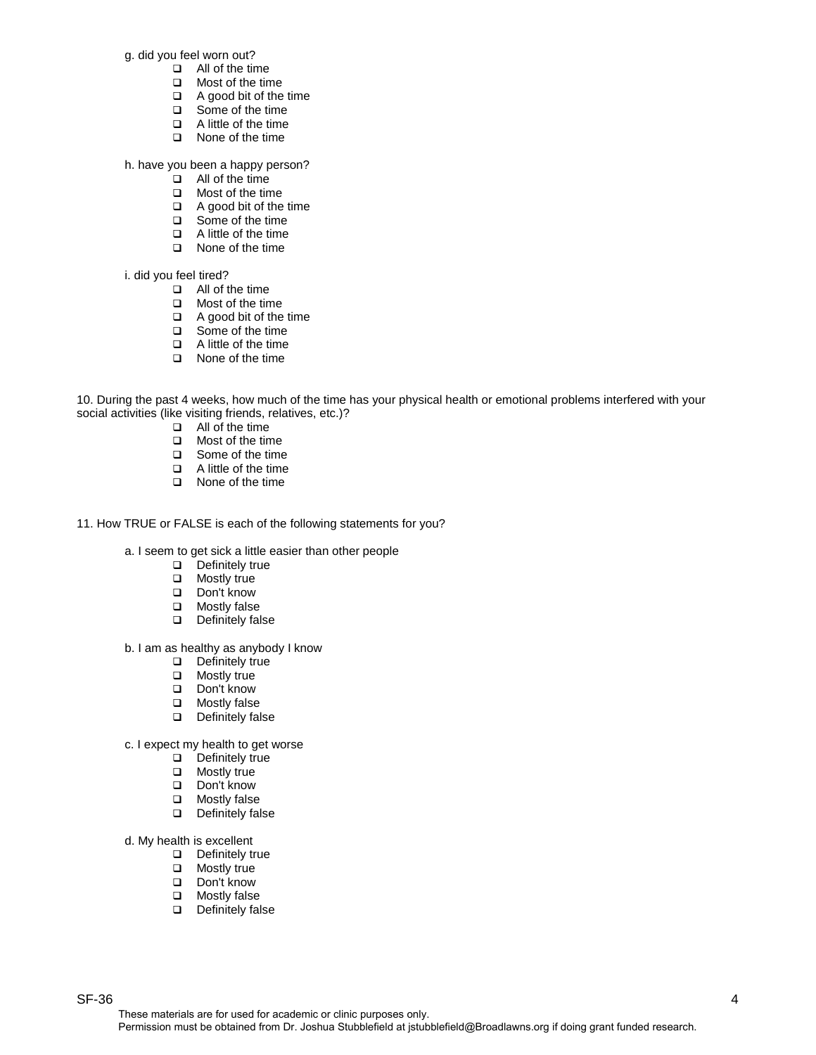g. did you feel worn out?

- All of the time
- Most of the time
- A good bit of the time
- Some of the time
- A little of the time
- None of the time

h. have you been a happy person?

- All of the time
- Most of the time
- A good bit of the time
- Some of the time
- A little of the time
- None of the time

i. did you feel tired?

- All of the time
- Most of the time
- A good bit of the time
- Some of the time
- A little of the time
- None of the time

10. During the past 4 weeks, how much of the time has your physical health or emotional problems interfered with your social activities (like visiting friends, relatives, etc.)?

- All of the time
- Most of the time
- Some of the time
- A little of the time
- None of the time

11. How TRUE or FALSE is each of the following statements for you?

a. I seem to get sick a little easier than other people

- Definitely true
- Mostly true
- Don't know
- Mostly false
- Definitely false

b. I am as healthy as anybody I know

- Definitely true
- Mostly true
- Don't know
- Mostly false
- Definitely false

c. I expect my health to get worse

- Definitely true
- Mostly true
- Don't know
- Mostly false
- Definitely false

d. My health is excellent

- Definitely true
- Mostly true
- Don't know
- Mostly false
- Definitely false

These materials are for used for academic or clinic purposes only.
Permission must be obtained from Dr. Joshua Stubblefield at jstubblefield@Broadlawns.org if doing grant funded research.